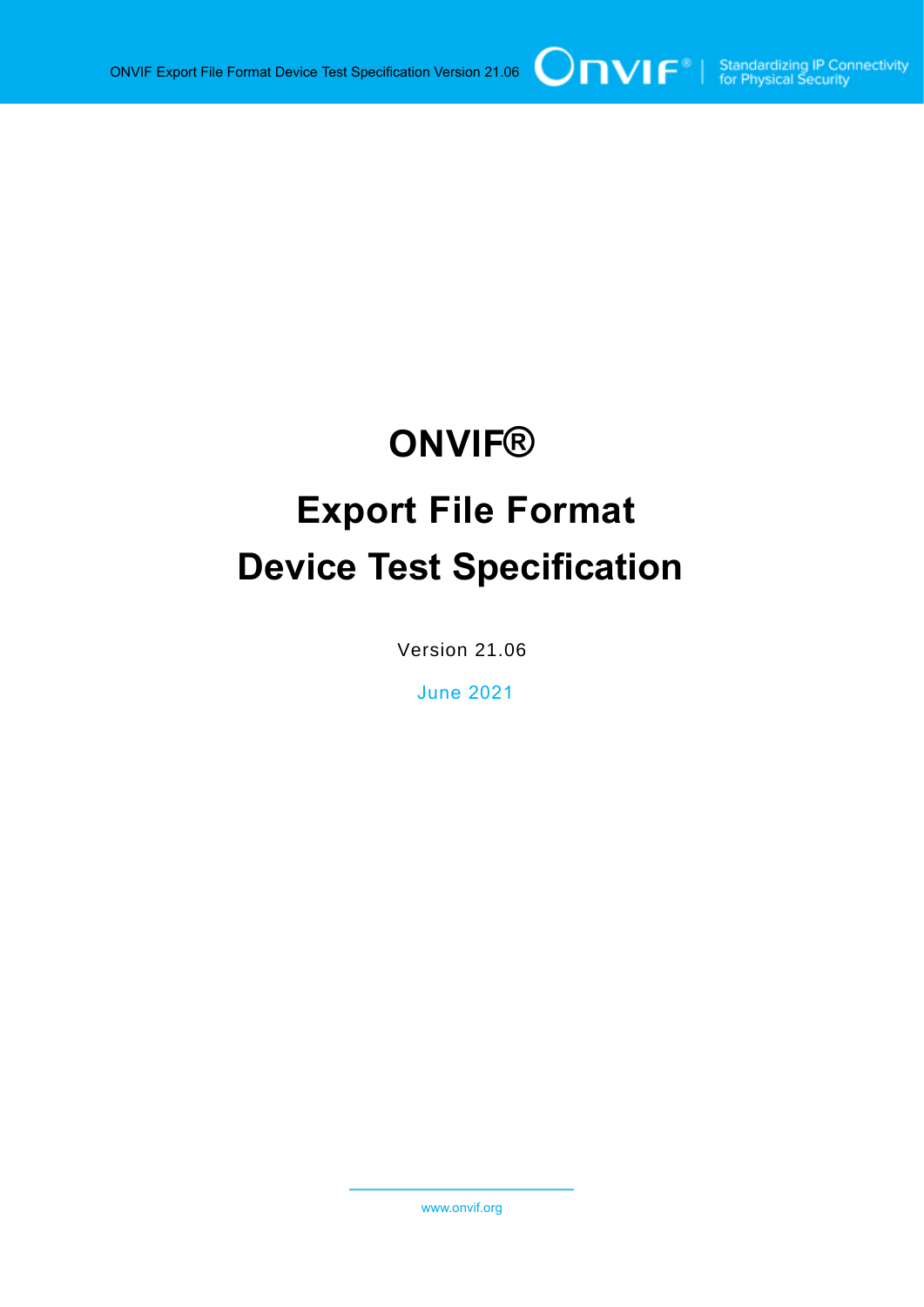# ONVIF®

# Export File Format
# Device Test Specification

Version 21.06

June 2021

www.onvif.org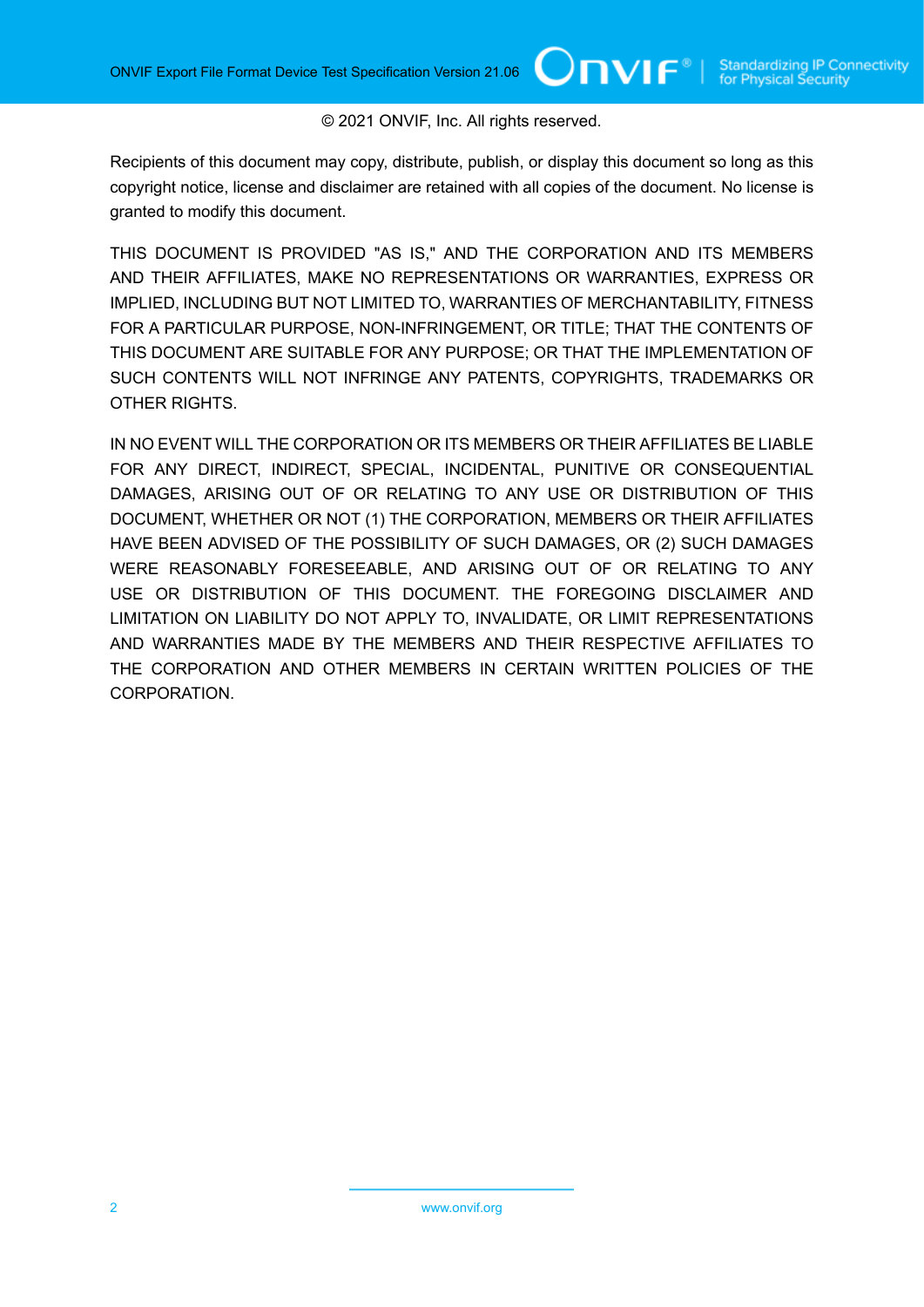© 2021 ONVIF, Inc. All rights reserved.

Recipients of this document may copy, distribute, publish, or display this document so long as this copyright notice, license and disclaimer are retained with all copies of the document. No license is granted to modify this document.

THIS DOCUMENT IS PROVIDED "AS IS," AND THE CORPORATION AND ITS MEMBERS AND THEIR AFFILIATES, MAKE NO REPRESENTATIONS OR WARRANTIES, EXPRESS OR IMPLIED, INCLUDING BUT NOT LIMITED TO, WARRANTIES OF MERCHANTABILITY, FITNESS FOR A PARTICULAR PURPOSE, NON-INFRINGEMENT, OR TITLE; THAT THE CONTENTS OF THIS DOCUMENT ARE SUITABLE FOR ANY PURPOSE; OR THAT THE IMPLEMENTATION OF SUCH CONTENTS WILL NOT INFRINGE ANY PATENTS, COPYRIGHTS, TRADEMARKS OR OTHER RIGHTS.

IN NO EVENT WILL THE CORPORATION OR ITS MEMBERS OR THEIR AFFILIATES BE LIABLE FOR ANY DIRECT, INDIRECT, SPECIAL, INCIDENTAL, PUNITIVE OR CONSEQUENTIAL DAMAGES, ARISING OUT OF OR RELATING TO ANY USE OR DISTRIBUTION OF THIS DOCUMENT, WHETHER OR NOT (1) THE CORPORATION, MEMBERS OR THEIR AFFILIATES HAVE BEEN ADVISED OF THE POSSIBILITY OF SUCH DAMAGES, OR (2) SUCH DAMAGES WERE REASONABLY FORESEEABLE, AND ARISING OUT OF OR RELATING TO ANY USE OR DISTRIBUTION OF THIS DOCUMENT. THE FOREGOING DISCLAIMER AND LIMITATION ON LIABILITY DO NOT APPLY TO, INVALIDATE, OR LIMIT REPRESENTATIONS AND WARRANTIES MADE BY THE MEMBERS AND THEIR RESPECTIVE AFFILIATES TO THE CORPORATION AND OTHER MEMBERS IN CERTAIN WRITTEN POLICIES OF THE CORPORATION.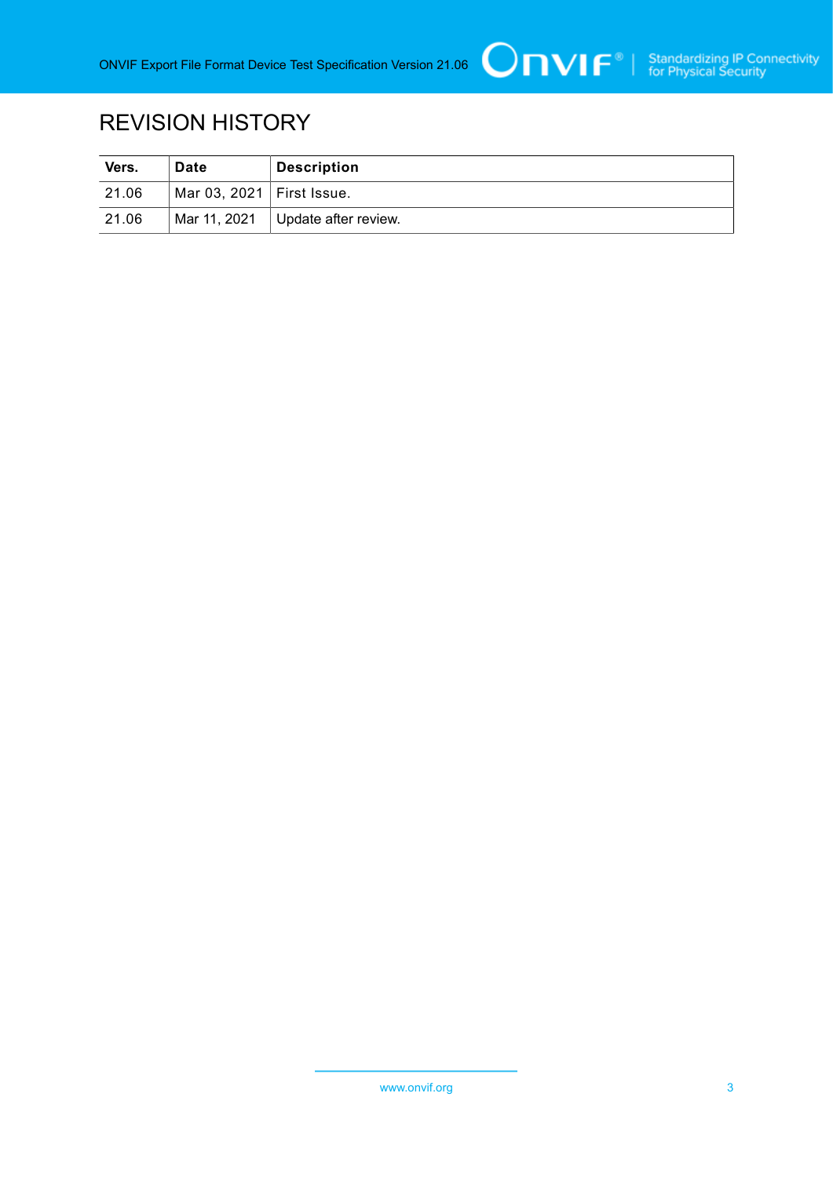# REVISION HISTORY

| Vers. | Date | Description |
| --- | --- | --- |
| 21.06 | Mar 03, 2021 | First Issue. |
| 21.06 | Mar 11, 2021 | Update after review. |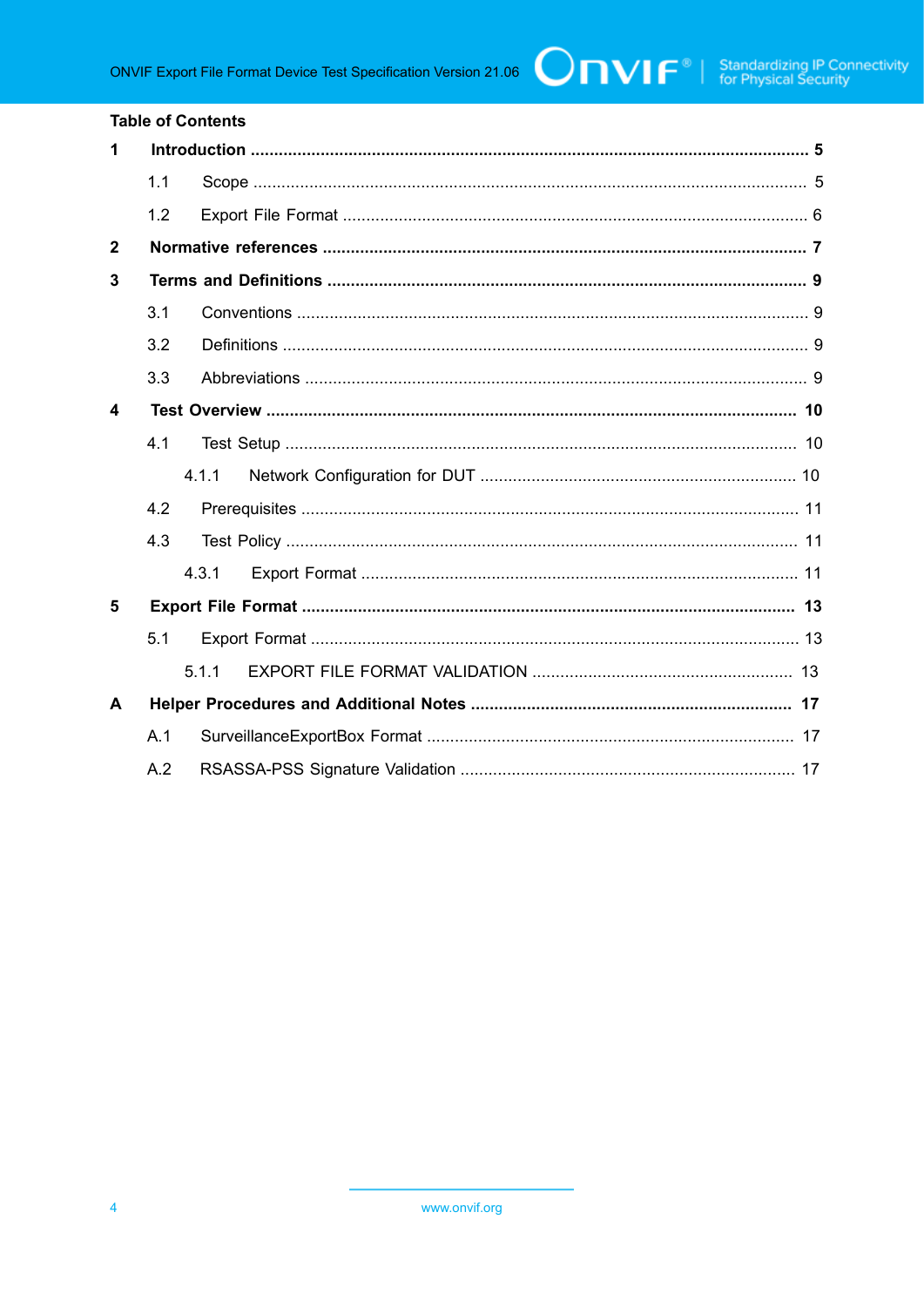## Table of Contents

**1 Introduction** ..................... **5**

- 1.1 Scope ..................... 5
- 1.2 Export File Format ..................... 6

**2 Normative references** ..................... **7**

**3 Terms and Definitions** ..................... **9**

- 3.1 Conventions ..................... 9
- 3.2 Definitions ..................... 9
- 3.3 Abbreviations ..................... 9

**4 Test Overview** ..................... **10**

- 4.1 Test Setup ..................... 10
  - 4.1.1 Network Configuration for DUT ..................... 10
- 4.2 Prerequisites ..................... 11
- 4.3 Test Policy ..................... 11
  - 4.3.1 Export Format ..................... 11

**5 Export File Format** ..................... **13**

- 5.1 Export Format ..................... 13
  - 5.1.1 EXPORT FILE FORMAT VALIDATION ..................... 13

**A Helper Procedures and Additional Notes** ..................... **17**

- A.1 SurveillanceExportBox Format ..................... 17
- A.2 RSASSA-PSS Signature Validation ..................... 17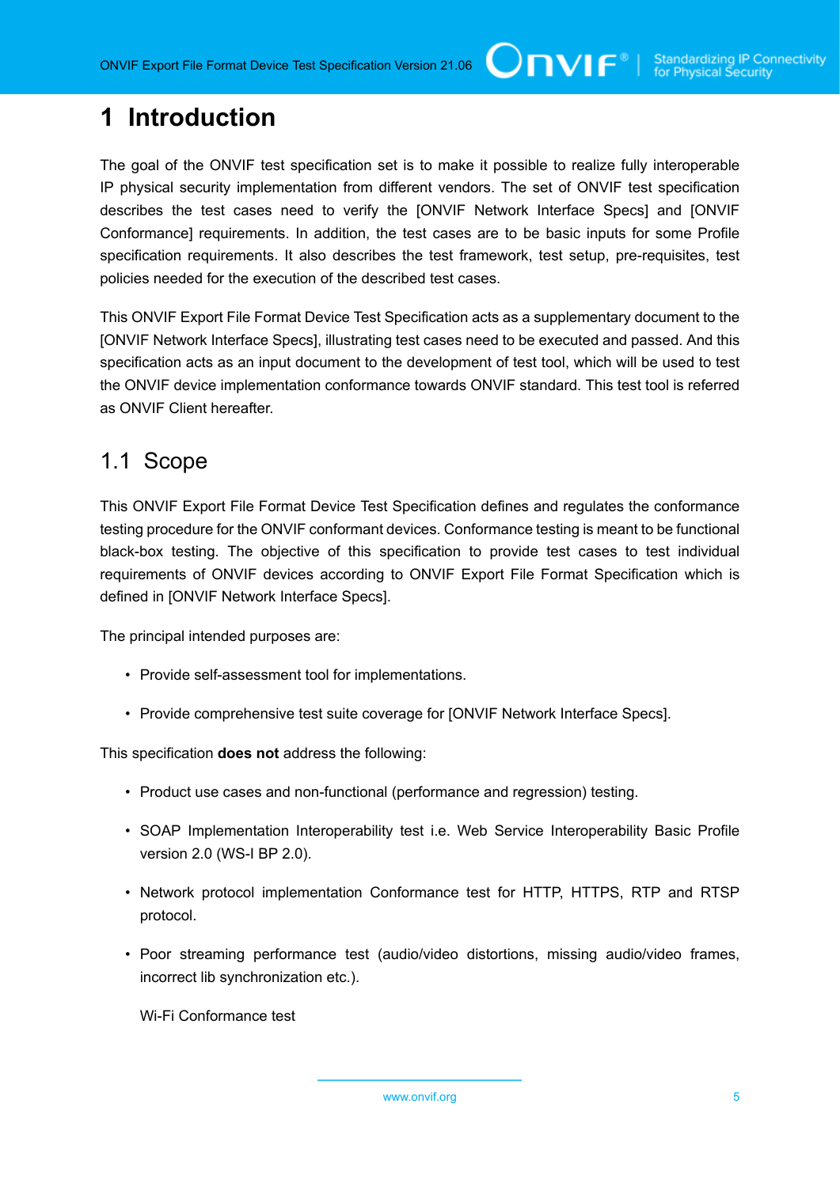# 1 Introduction

The goal of the ONVIF test specification set is to make it possible to realize fully interoperable IP physical security implementation from different vendors. The set of ONVIF test specification describes the test cases need to verify the [ONVIF Network Interface Specs] and [ONVIF Conformance] requirements. In addition, the test cases are to be basic inputs for some Profile specification requirements. It also describes the test framework, test setup, pre-requisites, test policies needed for the execution of the described test cases.

This ONVIF Export File Format Device Test Specification acts as a supplementary document to the [ONVIF Network Interface Specs], illustrating test cases need to be executed and passed. And this specification acts as an input document to the development of test tool, which will be used to test the ONVIF device implementation conformance towards ONVIF standard. This test tool is referred as ONVIF Client hereafter.

## 1.1 Scope

This ONVIF Export File Format Device Test Specification defines and regulates the conformance testing procedure for the ONVIF conformant devices. Conformance testing is meant to be functional black-box testing. The objective of this specification to provide test cases to test individual requirements of ONVIF devices according to ONVIF Export File Format Specification which is defined in [ONVIF Network Interface Specs].

The principal intended purposes are:

- Provide self-assessment tool for implementations.
- Provide comprehensive test suite coverage for [ONVIF Network Interface Specs].

This specification **does not** address the following:

- Product use cases and non-functional (performance and regression) testing.
- SOAP Implementation Interoperability test i.e. Web Service Interoperability Basic Profile version 2.0 (WS-I BP 2.0).
- Network protocol implementation Conformance test for HTTP, HTTPS, RTP and RTSP protocol.
- Poor streaming performance test (audio/video distortions, missing audio/video frames, incorrect lib synchronization etc.).

  Wi-Fi Conformance test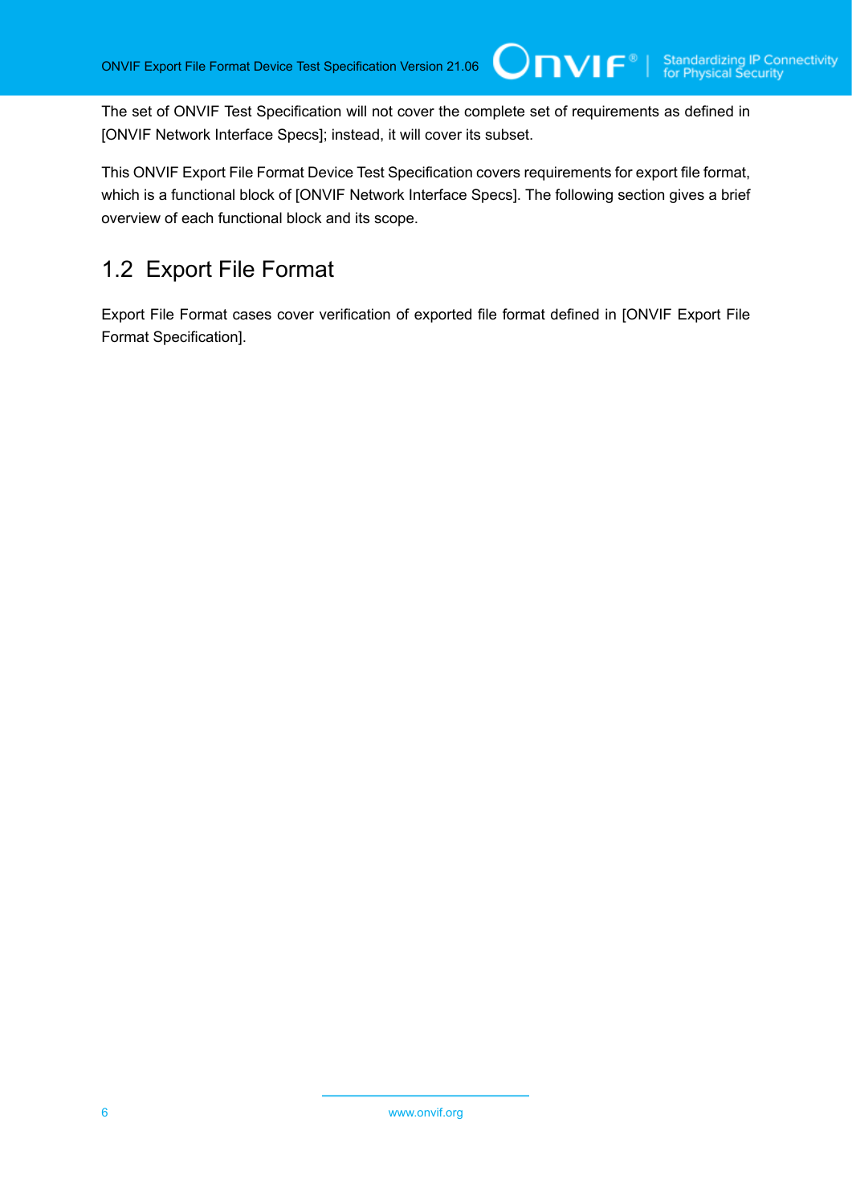The set of ONVIF Test Specification will not cover the complete set of requirements as defined in [ONVIF Network Interface Specs]; instead, it will cover its subset.

This ONVIF Export File Format Device Test Specification covers requirements for export file format, which is a functional block of [ONVIF Network Interface Specs]. The following section gives a brief overview of each functional block and its scope.

## 1.2 Export File Format

Export File Format cases cover verification of exported file format defined in [ONVIF Export File Format Specification].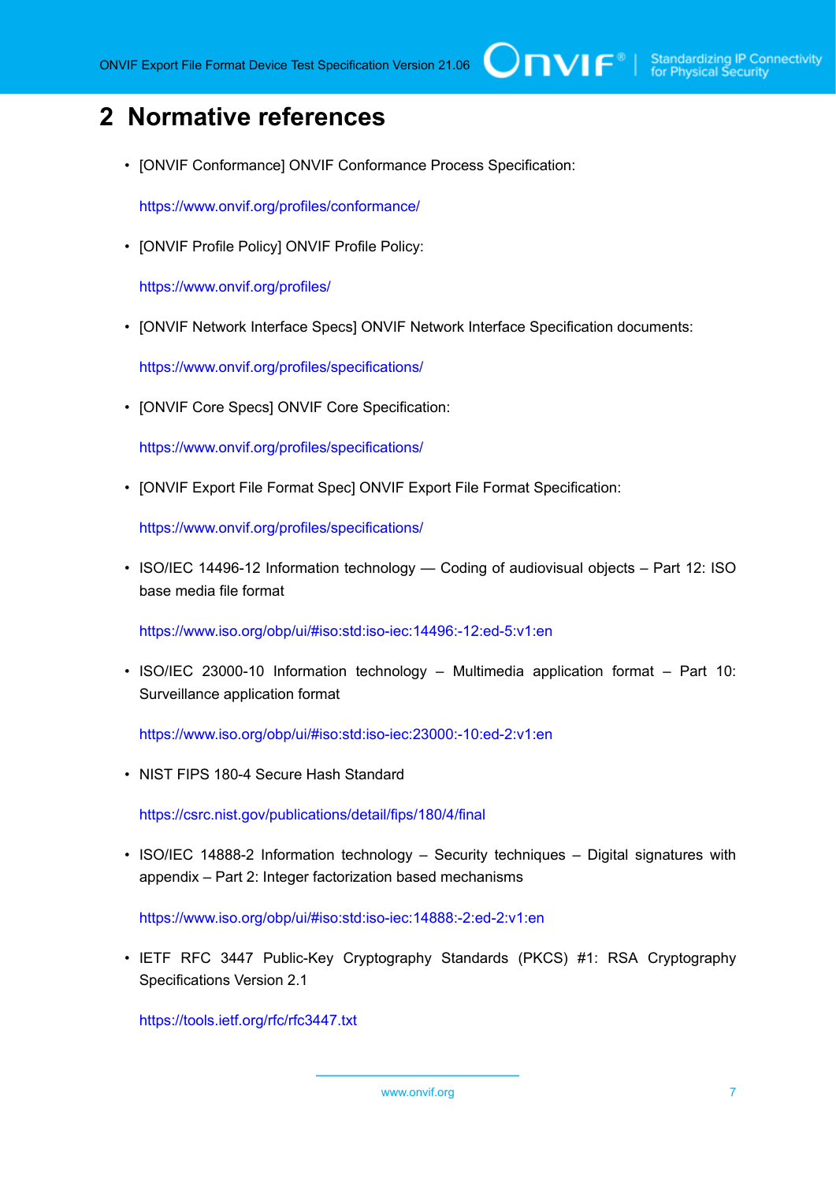# 2 Normative references

- [ONVIF Conformance] ONVIF Conformance Process Specification:

  https://www.onvif.org/profiles/conformance/

- [ONVIF Profile Policy] ONVIF Profile Policy:

  https://www.onvif.org/profiles/

- [ONVIF Network Interface Specs] ONVIF Network Interface Specification documents:

  https://www.onvif.org/profiles/specifications/

- [ONVIF Core Specs] ONVIF Core Specification:

  https://www.onvif.org/profiles/specifications/

- [ONVIF Export File Format Spec] ONVIF Export File Format Specification:

  https://www.onvif.org/profiles/specifications/

- ISO/IEC 14496-12 Information technology — Coding of audiovisual objects – Part 12: ISO base media file format

  https://www.iso.org/obp/ui/#iso:std:iso-iec:14496:-12:ed-5:v1:en

- ISO/IEC 23000-10 Information technology – Multimedia application format – Part 10: Surveillance application format

  https://www.iso.org/obp/ui/#iso:std:iso-iec:23000:-10:ed-2:v1:en

- NIST FIPS 180-4 Secure Hash Standard

  https://csrc.nist.gov/publications/detail/fips/180/4/final

- ISO/IEC 14888-2 Information technology – Security techniques – Digital signatures with appendix – Part 2: Integer factorization based mechanisms

  https://www.iso.org/obp/ui/#iso:std:iso-iec:14888:-2:ed-2:v1:en

- IETF RFC 3447 Public-Key Cryptography Standards (PKCS) #1: RSA Cryptography Specifications Version 2.1

  https://tools.ietf.org/rfc/rfc3447.txt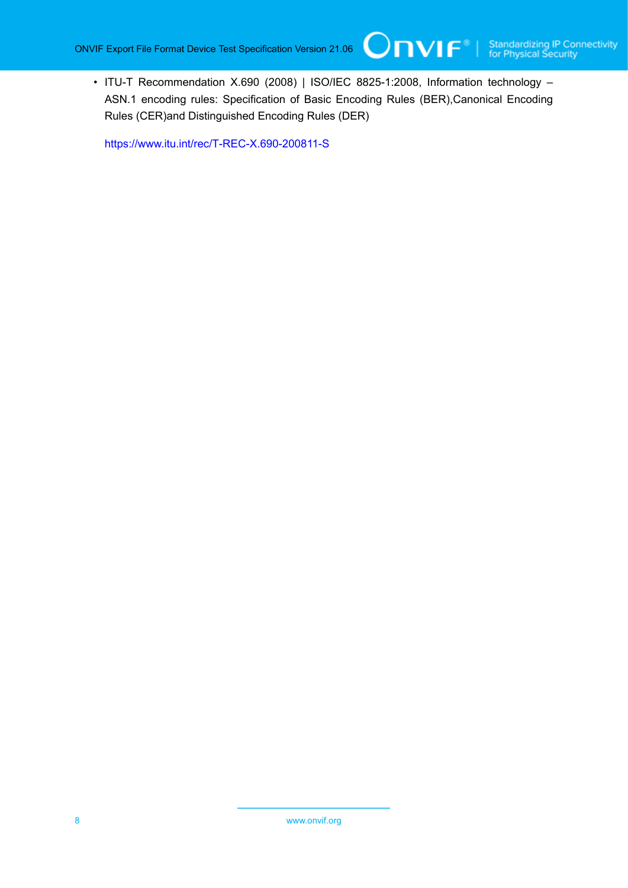- ITU-T Recommendation X.690 (2008) | ISO/IEC 8825-1:2008, Information technology – ASN.1 encoding rules: Specification of Basic Encoding Rules (BER),Canonical Encoding Rules (CER)and Distinguished Encoding Rules (DER)

  https://www.itu.int/rec/T-REC-X.690-200811-S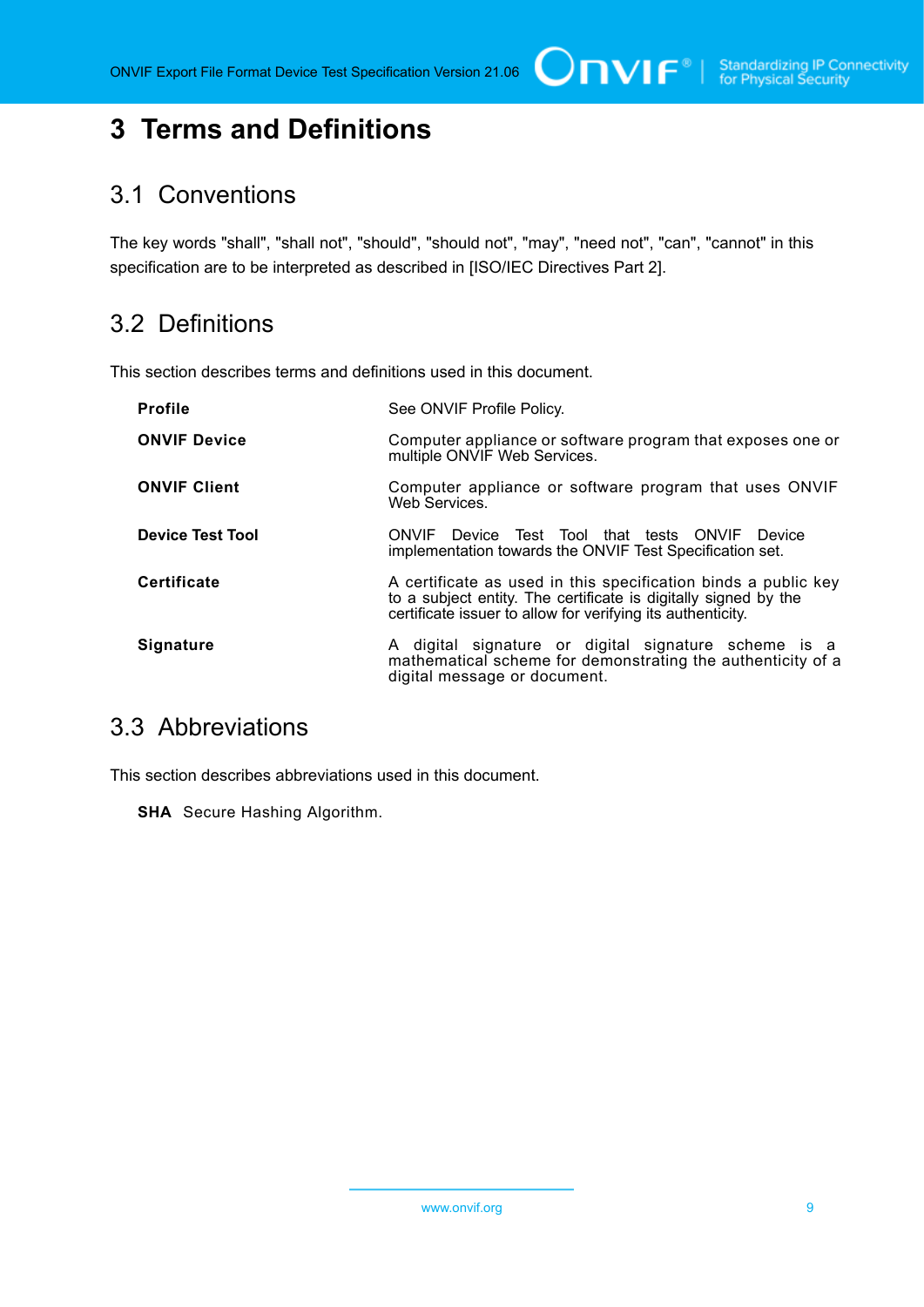# 3 Terms and Definitions

## 3.1 Conventions

The key words "shall", "shall not", "should", "should not", "may", "need not", "can", "cannot" in this specification are to be interpreted as described in [ISO/IEC Directives Part 2].

## 3.2 Definitions

This section describes terms and definitions used in this document.

| | |
|---|---|
| **Profile** | See ONVIF Profile Policy. |
| **ONVIF Device** | Computer appliance or software program that exposes one or multiple ONVIF Web Services. |
| **ONVIF Client** | Computer appliance or software program that uses ONVIF Web Services. |
| **Device Test Tool** | ONVIF Device Test Tool that tests ONVIF Device implementation towards the ONVIF Test Specification set. |
| **Certificate** | A certificate as used in this specification binds a public key to a subject entity. The certificate is digitally signed by the certificate issuer to allow for verifying its authenticity. |
| **Signature** | A digital signature or digital signature scheme is a mathematical scheme for demonstrating the authenticity of a digital message or document. |

## 3.3 Abbreviations

This section describes abbreviations used in this document.

**SHA** Secure Hashing Algorithm.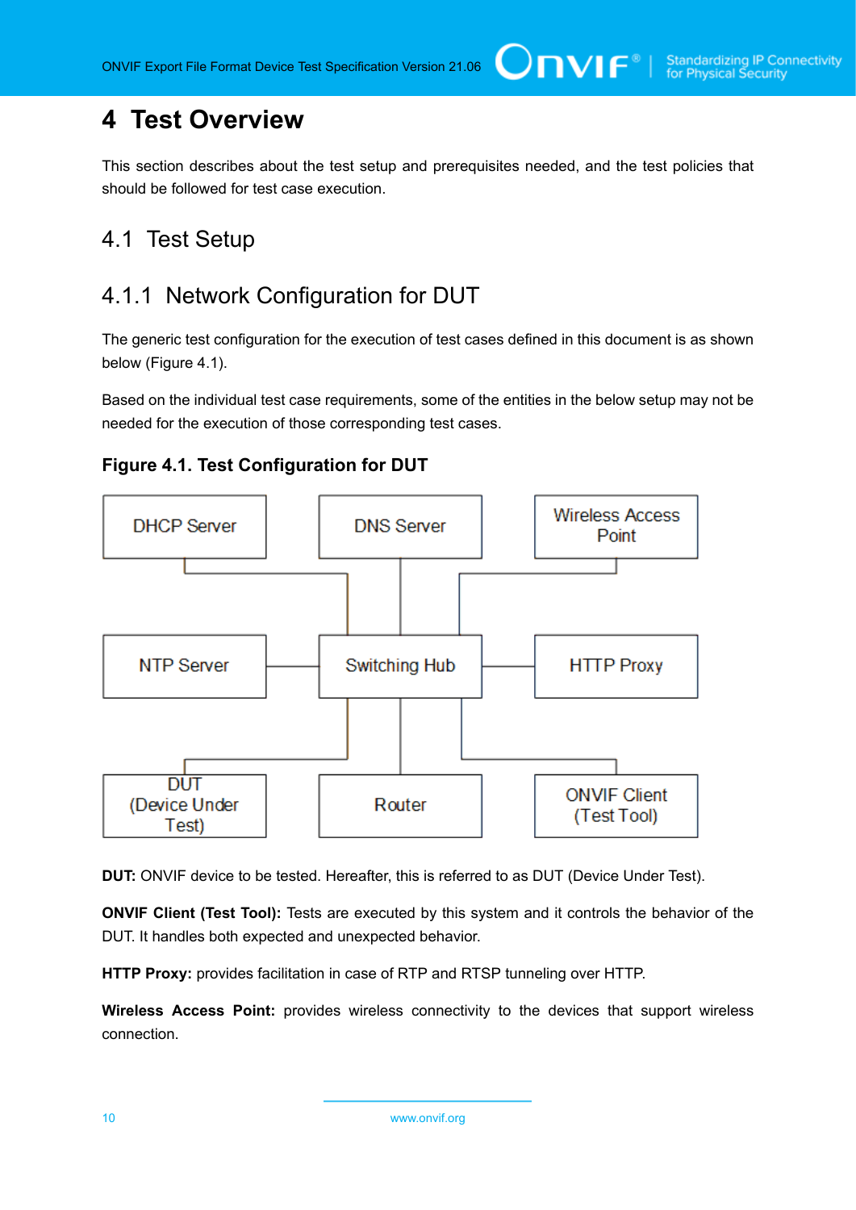# 4 Test Overview

This section describes about the test setup and prerequisites needed, and the test policies that should be followed for test case execution.

## 4.1 Test Setup

### 4.1.1 Network Configuration for DUT

The generic test configuration for the execution of test cases defined in this document is as shown below (Figure 4.1).

Based on the individual test case requirements, some of the entities in the below setup may not be needed for the execution of those corresponding test cases.

**Figure 4.1. Test Configuration for DUT**

**DUT:** ONVIF device to be tested. Hereafter, this is referred to as DUT (Device Under Test).

**ONVIF Client (Test Tool):** Tests are executed by this system and it controls the behavior of the DUT. It handles both expected and unexpected behavior.

**HTTP Proxy:** provides facilitation in case of RTP and RTSP tunneling over HTTP.

**Wireless Access Point:** provides wireless connectivity to the devices that support wireless connection.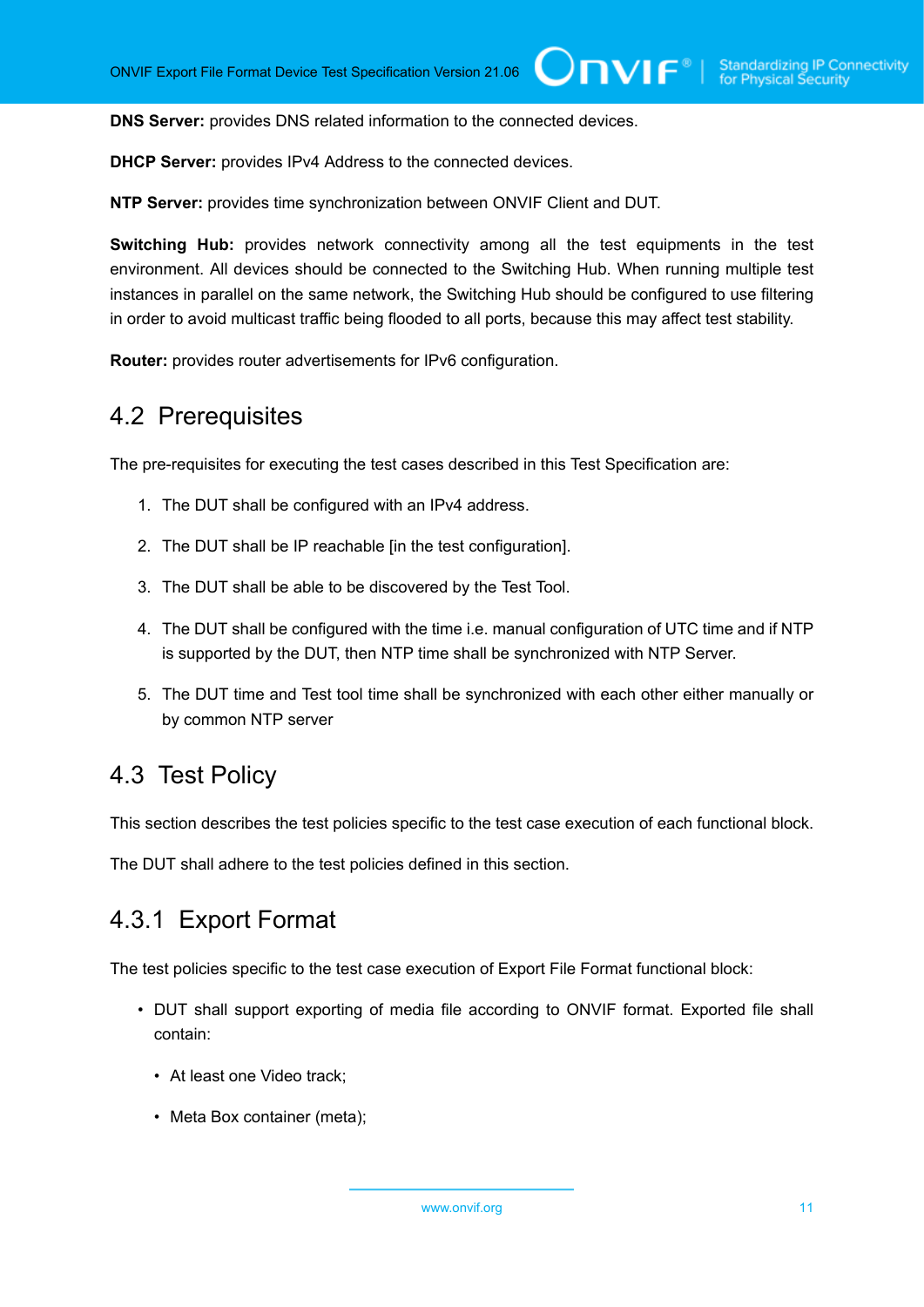**DNS Server:** provides DNS related information to the connected devices.

**DHCP Server:** provides IPv4 Address to the connected devices.

**NTP Server:** provides time synchronization between ONVIF Client and DUT.

**Switching Hub:** provides network connectivity among all the test equipments in the test environment. All devices should be connected to the Switching Hub. When running multiple test instances in parallel on the same network, the Switching Hub should be configured to use filtering in order to avoid multicast traffic being flooded to all ports, because this may affect test stability.

**Router:** provides router advertisements for IPv6 configuration.

## 4.2 Prerequisites

The pre-requisites for executing the test cases described in this Test Specification are:

1. The DUT shall be configured with an IPv4 address.
2. The DUT shall be IP reachable [in the test configuration].
3. The DUT shall be able to be discovered by the Test Tool.
4. The DUT shall be configured with the time i.e. manual configuration of UTC time and if NTP is supported by the DUT, then NTP time shall be synchronized with NTP Server.
5. The DUT time and Test tool time shall be synchronized with each other either manually or by common NTP server

## 4.3 Test Policy

This section describes the test policies specific to the test case execution of each functional block.

The DUT shall adhere to the test policies defined in this section.

### 4.3.1 Export Format

The test policies specific to the test case execution of Export File Format functional block:

- DUT shall support exporting of media file according to ONVIF format. Exported file shall contain:
  - At least one Video track;
  - Meta Box container (meta);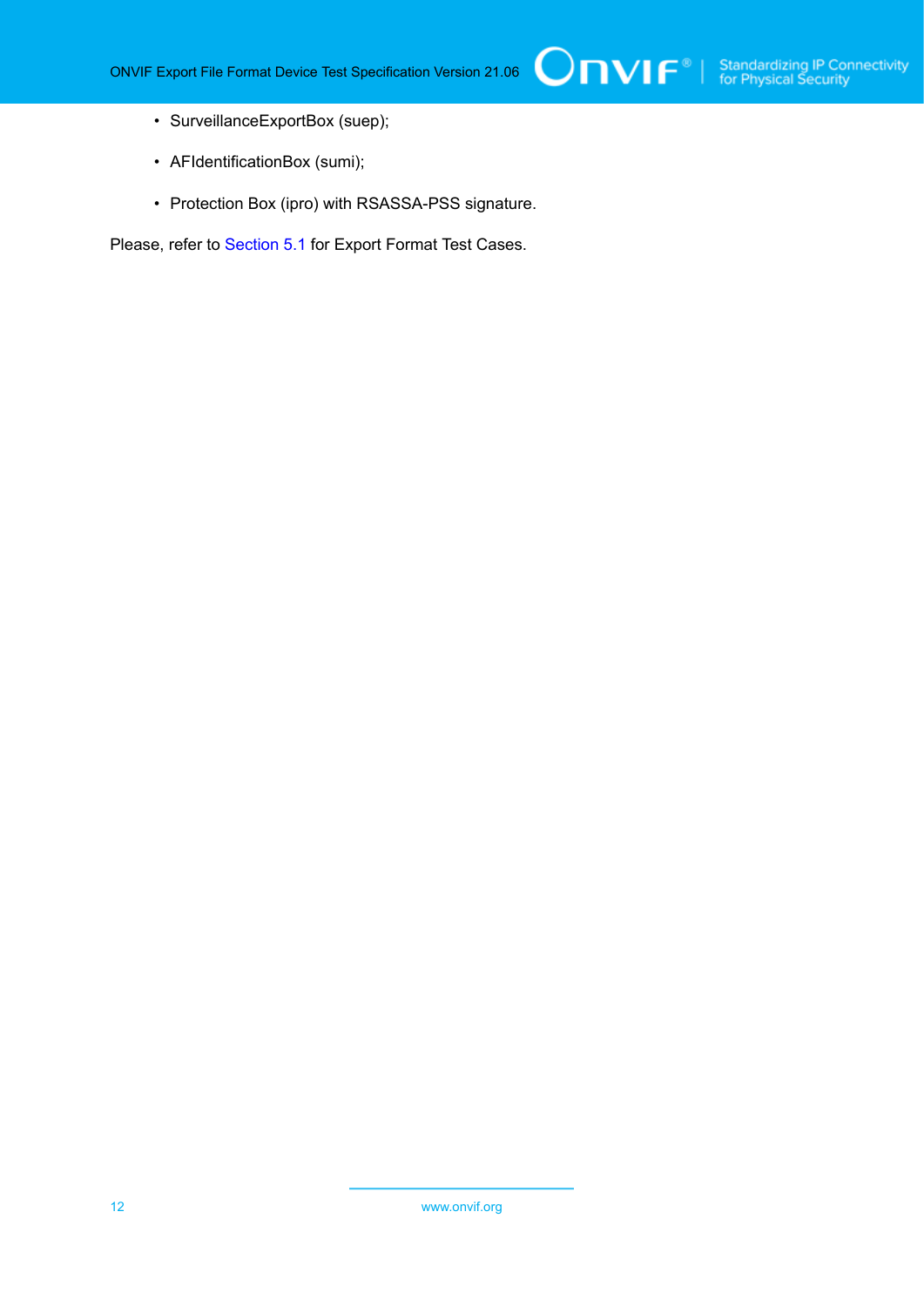- SurveillanceExportBox (suep);
- AFIdentificationBox (sumi);
- Protection Box (ipro) with RSASSA-PSS signature.

Please, refer to Section 5.1 for Export Format Test Cases.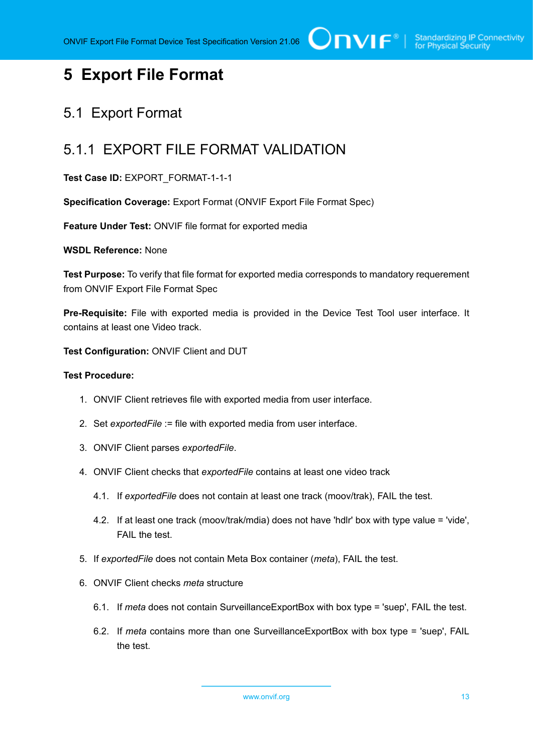# 5 Export File Format

## 5.1 Export Format

### 5.1.1 EXPORT FILE FORMAT VALIDATION

**Test Case ID:** EXPORT_FORMAT-1-1-1

**Specification Coverage:** Export Format (ONVIF Export File Format Spec)

**Feature Under Test:** ONVIF file format for exported media

**WSDL Reference:** None

**Test Purpose:** To verify that file format for exported media corresponds to mandatory requerement from ONVIF Export File Format Spec

**Pre-Requisite:** File with exported media is provided in the Device Test Tool user interface. It contains at least one Video track.

**Test Configuration:** ONVIF Client and DUT

**Test Procedure:**

1. ONVIF Client retrieves file with exported media from user interface.
2. Set *exportedFile* := file with exported media from user interface.
3. ONVIF Client parses *exportedFile*.
4. ONVIF Client checks that *exportedFile* contains at least one video track
   4.1. If *exportedFile* does not contain at least one track (moov/trak), FAIL the test.
   4.2. If at least one track (moov/trak/mdia) does not have 'hdlr' box with type value = 'vide', FAIL the test.
5. If *exportedFile* does not contain Meta Box container (*meta*), FAIL the test.
6. ONVIF Client checks *meta* structure
   6.1. If *meta* does not contain SurveillanceExportBox with box type = 'suep', FAIL the test.
   6.2. If *meta* contains more than one SurveillanceExportBox with box type = 'suep', FAIL the test.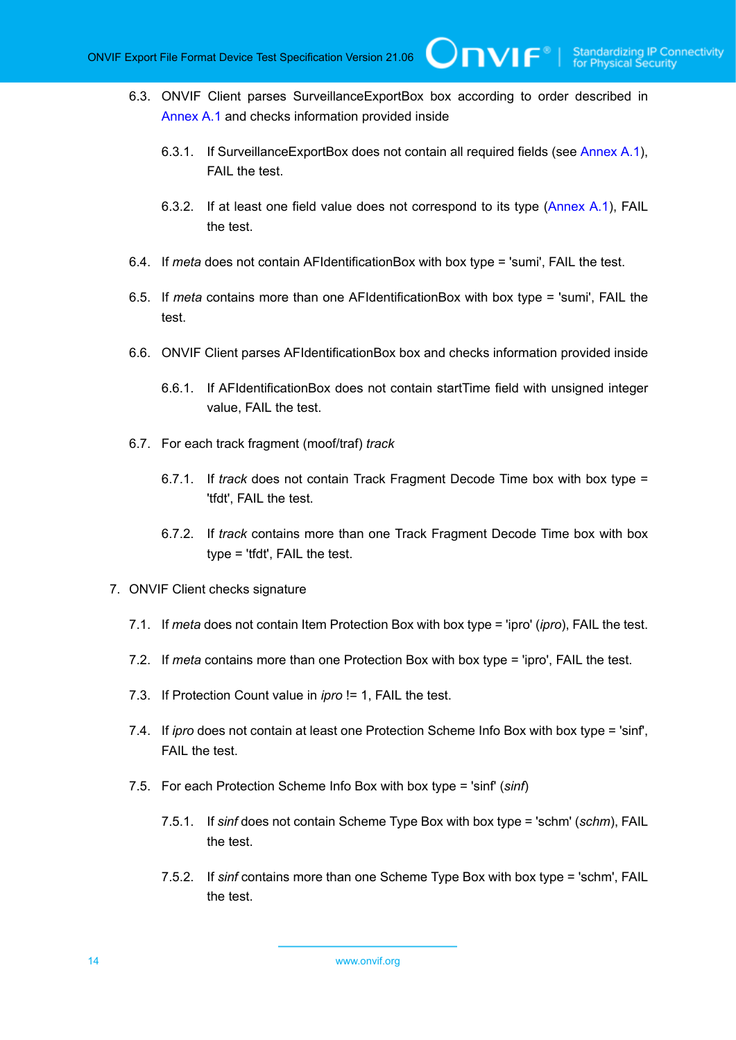6.3. ONVIF Client parses SurveillanceExportBox box according to order described in Annex A.1 and checks information provided inside

6.3.1. If SurveillanceExportBox does not contain all required fields (see Annex A.1), FAIL the test.

6.3.2. If at least one field value does not correspond to its type (Annex A.1), FAIL the test.

6.4. If *meta* does not contain AFIdentificationBox with box type = 'sumi', FAIL the test.

6.5. If *meta* contains more than one AFIdentificationBox with box type = 'sumi', FAIL the test.

6.6. ONVIF Client parses AFIdentificationBox box and checks information provided inside

6.6.1. If AFIdentificationBox does not contain startTime field with unsigned integer value, FAIL the test.

6.7. For each track fragment (moof/traf) *track*

6.7.1. If *track* does not contain Track Fragment Decode Time box with box type = 'tfdt', FAIL the test.

6.7.2. If *track* contains more than one Track Fragment Decode Time box with box type = 'tfdt', FAIL the test.

7. ONVIF Client checks signature

7.1. If *meta* does not contain Item Protection Box with box type = 'ipro' (*ipro*), FAIL the test.

7.2. If *meta* contains more than one Protection Box with box type = 'ipro', FAIL the test.

7.3. If Protection Count value in *ipro* != 1, FAIL the test.

7.4. If *ipro* does not contain at least one Protection Scheme Info Box with box type = 'sinf', FAIL the test.

7.5. For each Protection Scheme Info Box with box type = 'sinf' (*sinf*)

7.5.1. If *sinf* does not contain Scheme Type Box with box type = 'schm' (*schm*), FAIL the test.

7.5.2. If *sinf* contains more than one Scheme Type Box with box type = 'schm', FAIL the test.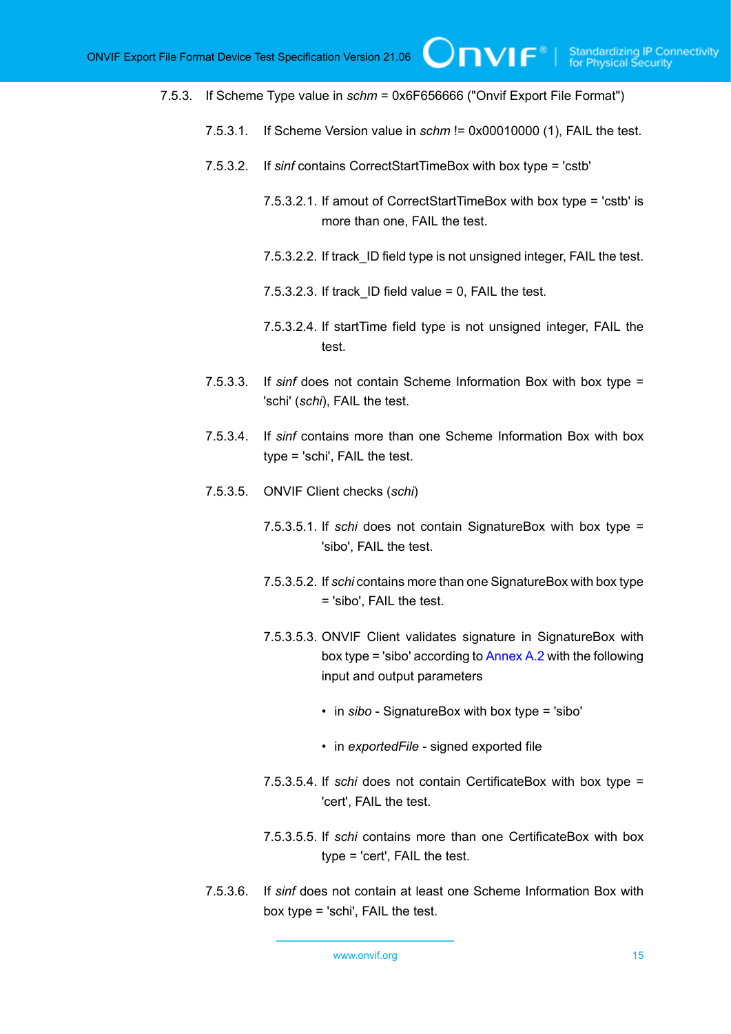7.5.3. If Scheme Type value in *schm* = 0x6F656666 ("Onvif Export File Format")

7.5.3.1. If Scheme Version value in *schm* != 0x00010000 (1), FAIL the test.

7.5.3.2. If *sinf* contains CorrectStartTimeBox with box type = 'cstb'

7.5.3.2.1. If amout of CorrectStartTimeBox with box type = 'cstb' is more than one, FAIL the test.

7.5.3.2.2. If track_ID field type is not unsigned integer, FAIL the test.

7.5.3.2.3. If track_ID field value = 0, FAIL the test.

7.5.3.2.4. If startTime field type is not unsigned integer, FAIL the test.

7.5.3.3. If *sinf* does not contain Scheme Information Box with box type = 'schi' (*schi*), FAIL the test.

7.5.3.4. If *sinf* contains more than one Scheme Information Box with box type = 'schi', FAIL the test.

7.5.3.5. ONVIF Client checks (*schi*)

7.5.3.5.1. If *schi* does not contain SignatureBox with box type = 'sibo', FAIL the test.

7.5.3.5.2. If *schi* contains more than one SignatureBox with box type = 'sibo', FAIL the test.

7.5.3.5.3. ONVIF Client validates signature in SignatureBox with box type = 'sibo' according to Annex A.2 with the following input and output parameters

- in *sibo* - SignatureBox with box type = 'sibo'
- in *exportedFile* - signed exported file

7.5.3.5.4. If *schi* does not contain CertificateBox with box type = 'cert', FAIL the test.

7.5.3.5.5. If *schi* contains more than one CertificateBox with box type = 'cert', FAIL the test.

7.5.3.6. If *sinf* does not contain at least one Scheme Information Box with box type = 'schi', FAIL the test.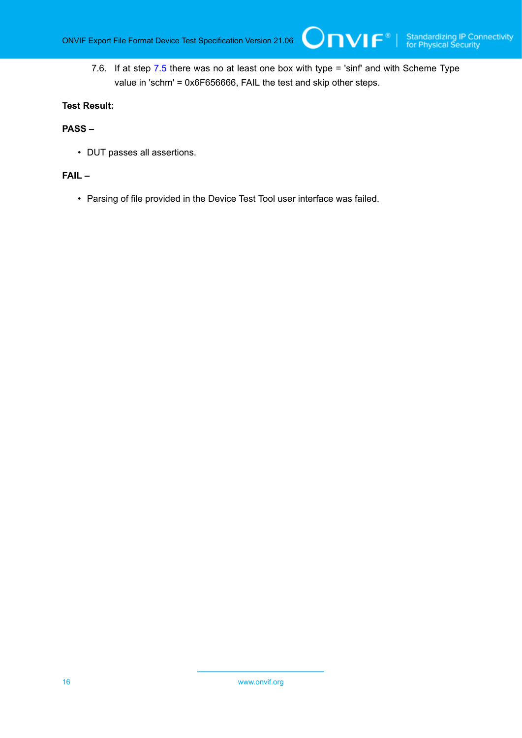7.6. If at step 7.5 there was no at least one box with type = 'sinf' and with Scheme Type value in 'schm' = 0x6F656666, FAIL the test and skip other steps.

**Test Result:**

**PASS –**

- DUT passes all assertions.

**FAIL –**

- Parsing of file provided in the Device Test Tool user interface was failed.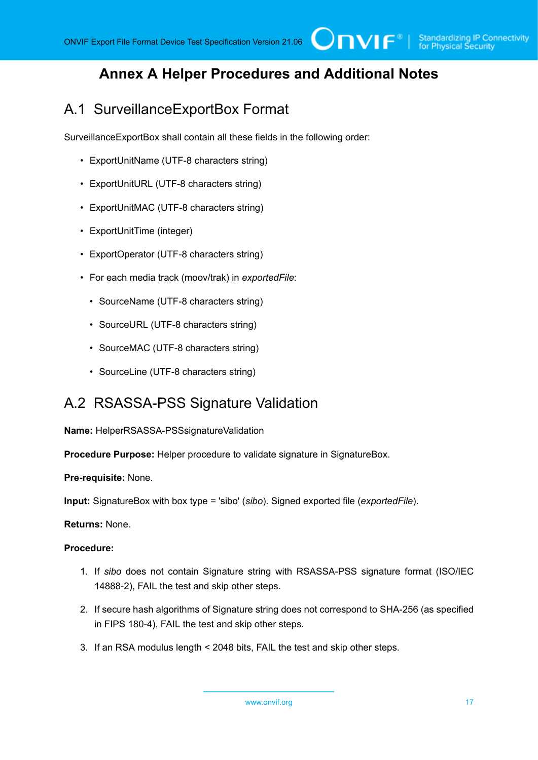# Annex A Helper Procedures and Additional Notes

## A.1 SurveillanceExportBox Format

SurveillanceExportBox shall contain all these fields in the following order:

- ExportUnitName (UTF-8 characters string)
- ExportUnitURL (UTF-8 characters string)
- ExportUnitMAC (UTF-8 characters string)
- ExportUnitTime (integer)
- ExportOperator (UTF-8 characters string)
- For each media track (moov/trak) in *exportedFile*:
  - SourceName (UTF-8 characters string)
  - SourceURL (UTF-8 characters string)
  - SourceMAC (UTF-8 characters string)
  - SourceLine (UTF-8 characters string)

## A.2 RSASSA-PSS Signature Validation

**Name:** HelperRSASSA-PSSsignatureValidation

**Procedure Purpose:** Helper procedure to validate signature in SignatureBox.

**Pre-requisite:** None.

**Input:** SignatureBox with box type = 'sibo' (*sibo*). Signed exported file (*exportedFile*).

**Returns:** None.

**Procedure:**

1. If *sibo* does not contain Signature string with RSASSA-PSS signature format (ISO/IEC 14888-2), FAIL the test and skip other steps.
2. If secure hash algorithms of Signature string does not correspond to SHA-256 (as specified in FIPS 180-4), FAIL the test and skip other steps.
3. If an RSA modulus length < 2048 bits, FAIL the test and skip other steps.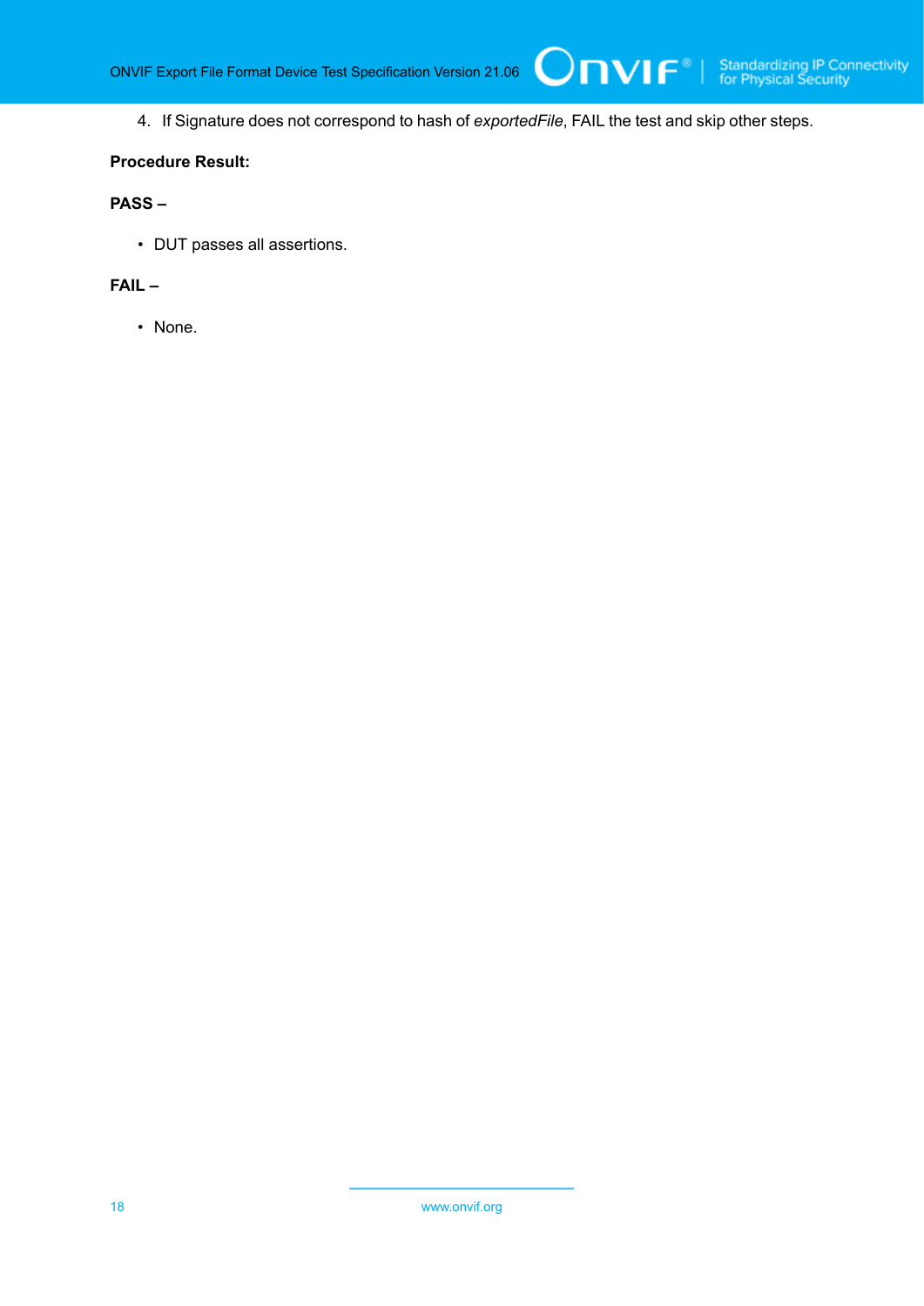4. If Signature does not correspond to hash of *exportedFile*, FAIL the test and skip other steps.

**Procedure Result:**

**PASS –**

- DUT passes all assertions.

**FAIL –**

- None.